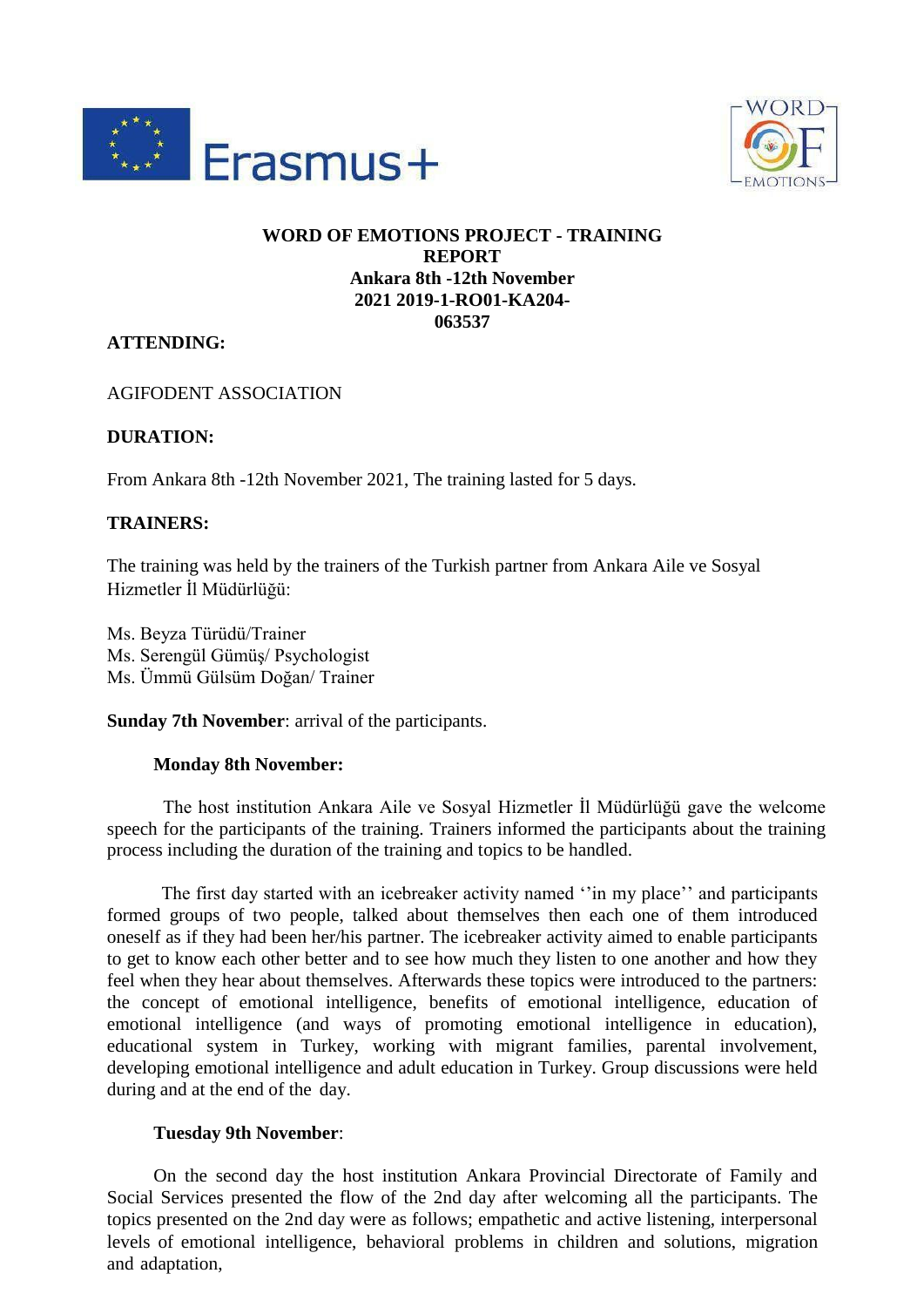**WORD OF EMOTIONS PROJECT - TRAINING REPORT**
**Ankara 8th -12th November 2021 2019-1-RO01-KA204-063537**

**ATTENDING:**

AGIFODENT ASSOCIATION

**DURATION:**

From Ankara 8th -12th November 2021, The training lasted for 5 days.

**TRAINERS:**

The training was held by the trainers of the Turkish partner from Ankara Aile ve Sosyal Hizmetler İl Müdürlüğü:

Ms. Beyza Türüdü/Trainer
Ms. Serengül Gümüş/ Psychologist
Ms. Ümmü Gülsüm Doğan/ Trainer

**Sunday 7th November**: arrival of the participants.

**Monday 8th November:**

The host institution Ankara Aile ve Sosyal Hizmetler İl Müdürlüğü gave the welcome speech for the participants of the training. Trainers informed the participants about the training process including the duration of the training and topics to be handled.

The first day started with an icebreaker activity named ''in my place'' and participants formed groups of two people, talked about themselves then each one of them introduced oneself as if they had been her/his partner. The icebreaker activity aimed to enable participants to get to know each other better and to see how much they listen to one another and how they feel when they hear about themselves. Afterwards these topics were introduced to the partners: the concept of emotional intelligence, benefits of emotional intelligence, education of emotional intelligence (and ways of promoting emotional intelligence in education), educational system in Turkey, working with migrant families, parental involvement, developing emotional intelligence and adult education in Turkey. Group discussions were held during and at the end of the day.

**Tuesday 9th November**:

On the second day the host institution Ankara Provincial Directorate of Family and Social Services presented the flow of the 2nd day after welcoming all the participants. The topics presented on the 2nd day were as follows; empathetic and active listening, interpersonal levels of emotional intelligence, behavioral problems in children and solutions, migration and adaptation,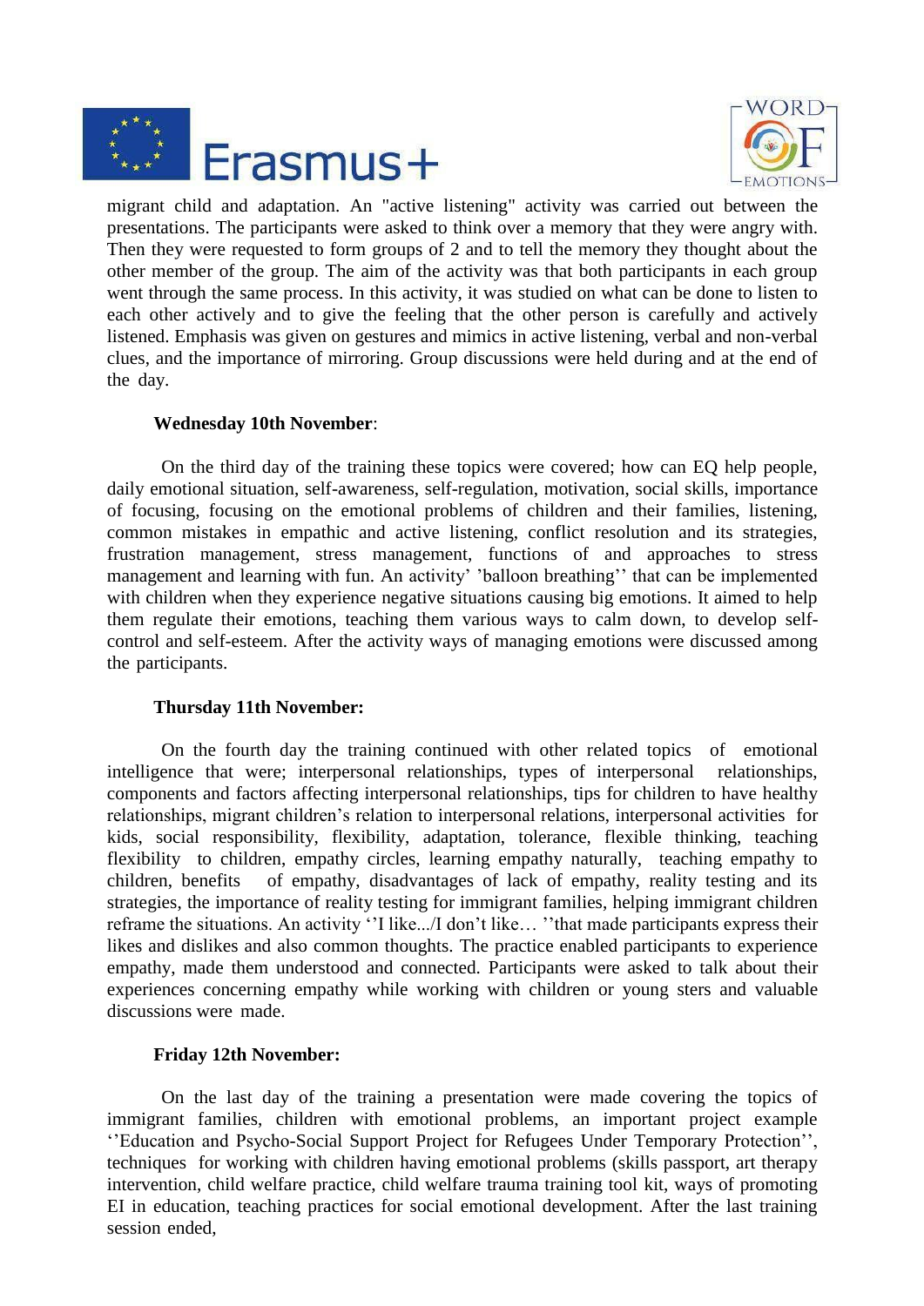migrant child and adaptation. An "active listening" activity was carried out between the presentations. The participants were asked to think over a memory that they were angry with. Then they were requested to form groups of 2 and to tell the memory they thought about the other member of the group. The aim of the activity was that both participants in each group went through the same process. In this activity, it was studied on what can be done to listen to each other actively and to give the feeling that the other person is carefully and actively listened. Emphasis was given on gestures and mimics in active listening, verbal and non-verbal clues, and the importance of mirroring. Group discussions were held during and at the end of the day.

**Wednesday 10th November**:

On the third day of the training these topics were covered; how can EQ help people, daily emotional situation, self-awareness, self-regulation, motivation, social skills, importance of focusing, focusing on the emotional problems of children and their families, listening, common mistakes in empathic and active listening, conflict resolution and its strategies, frustration management, stress management, functions of and approaches to stress management and learning with fun. An activity' 'balloon breathing'' that can be implemented with children when they experience negative situations causing big emotions. It aimed to help them regulate their emotions, teaching them various ways to calm down, to develop self-control and self-esteem. After the activity ways of managing emotions were discussed among the participants.

**Thursday 11th November:**

On the fourth day the training continued with other related topics of emotional intelligence that were; interpersonal relationships, types of interpersonal relationships, components and factors affecting interpersonal relationships, tips for children to have healthy relationships, migrant children's relation to interpersonal relations, interpersonal activities for kids, social responsibility, flexibility, adaptation, tolerance, flexible thinking, teaching flexibility to children, empathy circles, learning empathy naturally, teaching empathy to children, benefits of empathy, disadvantages of lack of empathy, reality testing and its strategies, the importance of reality testing for immigrant families, helping immigrant children reframe the situations. An activity ''I like.../I don't like… ''that made participants express their likes and dislikes and also common thoughts. The practice enabled participants to experience empathy, made them understood and connected. Participants were asked to talk about their experiences concerning empathy while working with children or young sters and valuable discussions were made.

**Friday 12th November:**

On the last day of the training a presentation were made covering the topics of immigrant families, children with emotional problems, an important project example ''Education and Psycho-Social Support Project for Refugees Under Temporary Protection'', techniques for working with children having emotional problems (skills passport, art therapy intervention, child welfare practice, child welfare trauma training tool kit, ways of promoting EI in education, teaching practices for social emotional development. After the last training session ended,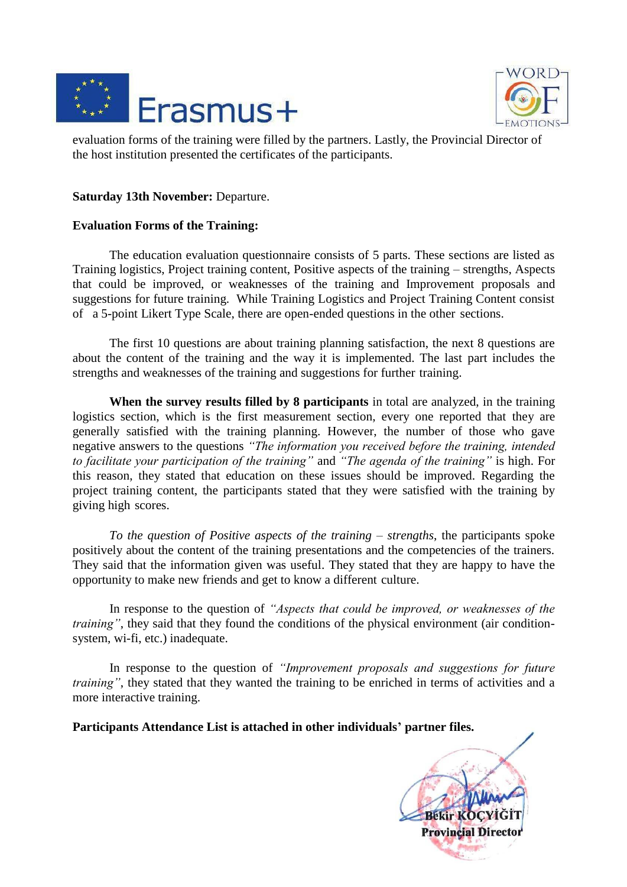evaluation forms of the training were filled by the partners. Lastly, the Provincial Director of the host institution presented the certificates of the participants.

**Saturday 13th November:** Departure.

**Evaluation Forms of the Training:**

The education evaluation questionnaire consists of 5 parts. These sections are listed as Training logistics, Project training content, Positive aspects of the training – strengths, Aspects that could be improved, or weaknesses of the training and Improvement proposals and suggestions for future training. While Training Logistics and Project Training Content consist of a 5-point Likert Type Scale, there are open-ended questions in the other sections.

The first 10 questions are about training planning satisfaction, the next 8 questions are about the content of the training and the way it is implemented. The last part includes the strengths and weaknesses of the training and suggestions for further training.

**When the survey results filled by 8 participants** in total are analyzed, in the training logistics section, which is the first measurement section, every one reported that they are generally satisfied with the training planning. However, the number of those who gave negative answers to the questions *"The information you received before the training, intended to facilitate your participation of the training"* and *"The agenda of the training"* is high. For this reason, they stated that education on these issues should be improved. Regarding the project training content, the participants stated that they were satisfied with the training by giving high scores.

*To the question of Positive aspects of the training – strengths*, the participants spoke positively about the content of the training presentations and the competencies of the trainers. They said that the information given was useful. They stated that they are happy to have the opportunity to make new friends and get to know a different culture.

In response to the question of *"Aspects that could be improved, or weaknesses of the training"*, they said that they found the conditions of the physical environment (air condition-system, wi-fi, etc.) inadequate.

In response to the question of *"Improvement proposals and suggestions for future training"*, they stated that they wanted the training to be enriched in terms of activities and a more interactive training.

**Participants Attendance List is attached in other individuals' partner files.**

**Bekir KOÇYİĞİT**
**Provincial Director**